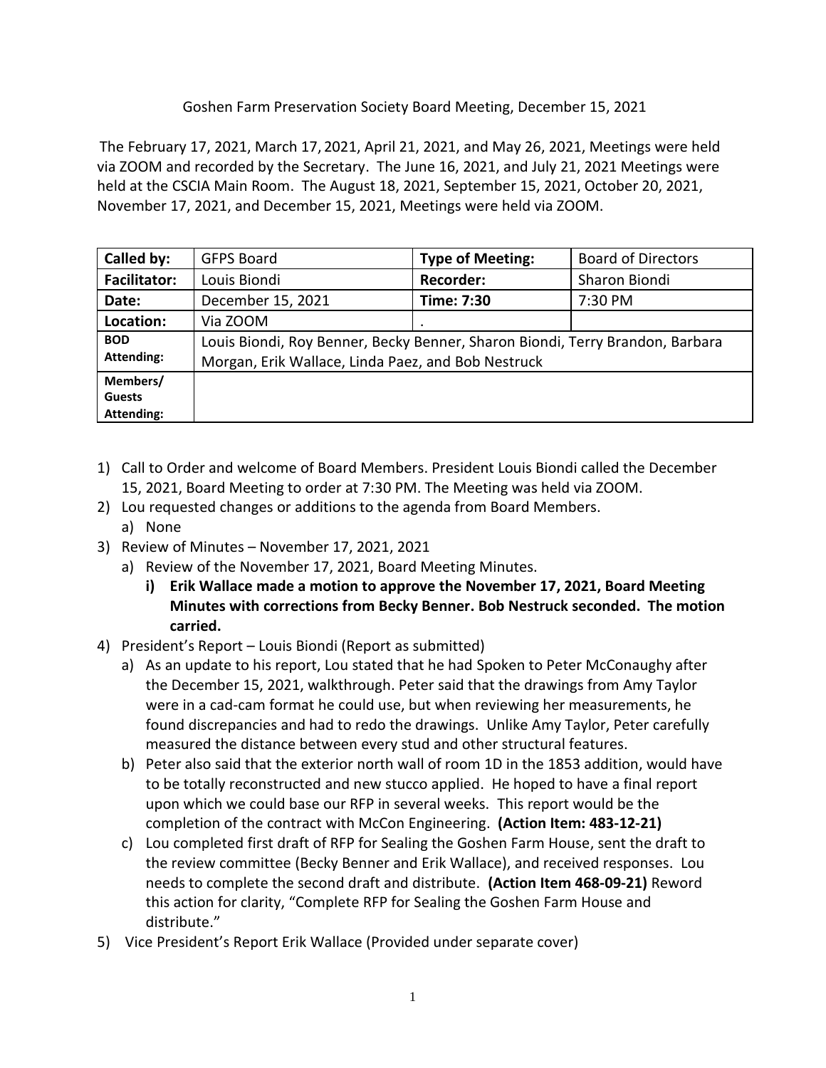Goshen Farm Preservation Society Board Meeting, December 15, 2021

The February 17, 2021, March 17, 2021, April 21, 2021, and May 26, 2021, Meetings were held via ZOOM and recorded by the Secretary. The June 16, 2021, and July 21, 2021 Meetings were held at the CSCIA Main Room. The August 18, 2021, September 15, 2021, October 20, 2021, November 17, 2021, and December 15, 2021, Meetings were held via ZOOM.

| **Called by:** | GFPS Board | **Type of Meeting:** | Board of Directors |
|---|---|---|---|
| **Facilitator:** | Louis Biondi | **Recorder:** | Sharon Biondi |
| **Date:** | December 15, 2021 | **Time: 7:30** | 7:30 PM |
| **Location:** | Via ZOOM | . | |
| **BOD Attending:** | Louis Biondi, Roy Benner, Becky Benner, Sharon Biondi, Terry Brandon, Barbara Morgan, Erik Wallace, Linda Paez, and Bob Nestruck | | |
| **Members/ Guests Attending:** | | | |

1) Call to Order and welcome of Board Members. President Louis Biondi called the December 15, 2021, Board Meeting to order at 7:30 PM. The Meeting was held via ZOOM.
2) Lou requested changes or additions to the agenda from Board Members.
   a) None
3) Review of Minutes – November 17, 2021, 2021
   a) Review of the November 17, 2021, Board Meeting Minutes.
      i) **Erik Wallace made a motion to approve the November 17, 2021, Board Meeting Minutes with corrections from Becky Benner. Bob Nestruck seconded. The motion carried.**
4) President's Report – Louis Biondi (Report as submitted)
   a) As an update to his report, Lou stated that he had Spoken to Peter McConaughy after the December 15, 2021, walkthrough. Peter said that the drawings from Amy Taylor were in a cad-cam format he could use, but when reviewing her measurements, he found discrepancies and had to redo the drawings. Unlike Amy Taylor, Peter carefully measured the distance between every stud and other structural features.
   b) Peter also said that the exterior north wall of room 1D in the 1853 addition, would have to be totally reconstructed and new stucco applied. He hoped to have a final report upon which we could base our RFP in several weeks. This report would be the completion of the contract with McCon Engineering. **(Action Item: 483-12-21)**
   c) Lou completed first draft of RFP for Sealing the Goshen Farm House, sent the draft to the review committee (Becky Benner and Erik Wallace), and received responses. Lou needs to complete the second draft and distribute. **(Action Item 468-09-21)** Reword this action for clarity, "Complete RFP for Sealing the Goshen Farm House and distribute."
5) Vice President's Report Erik Wallace (Provided under separate cover)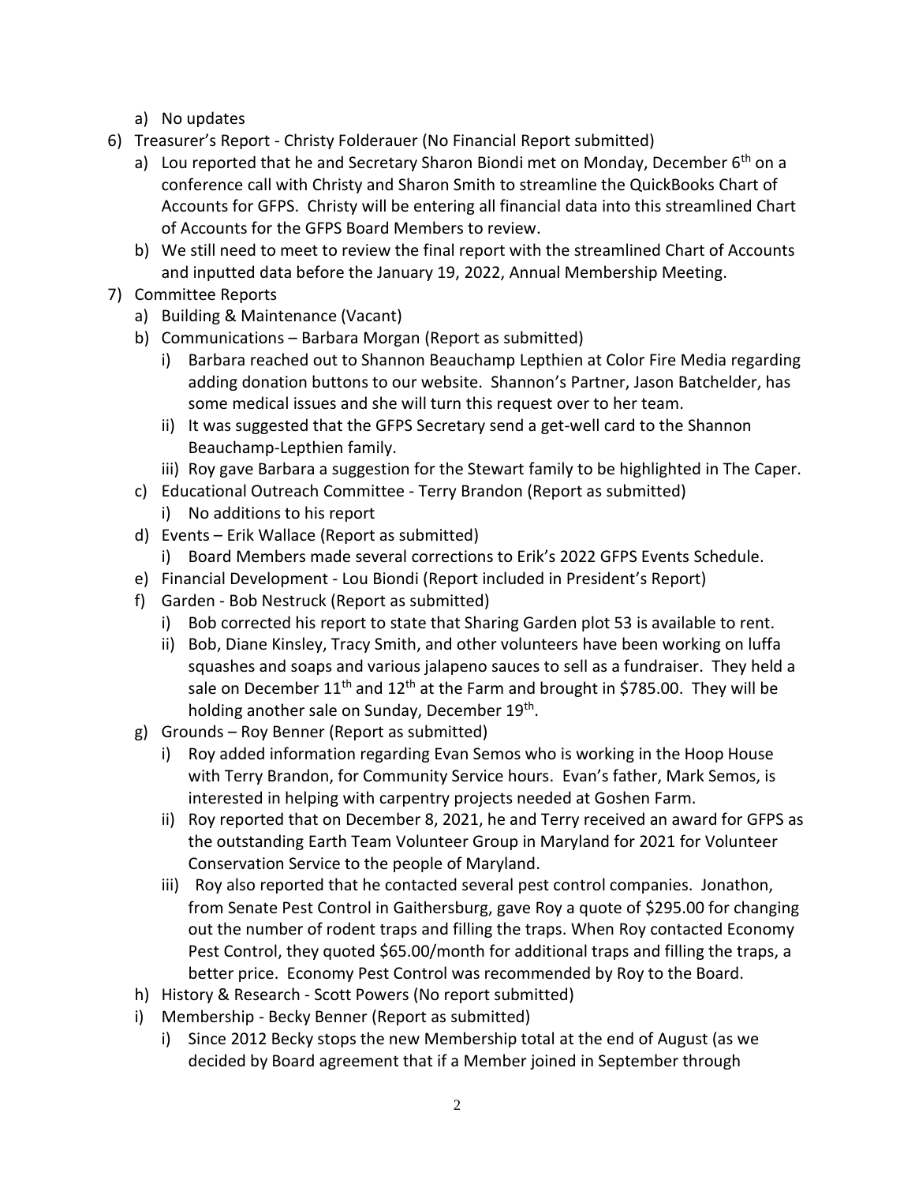a) No updates

6) Treasurer's Report - Christy Folderauer (No Financial Report submitted)
   a) Lou reported that he and Secretary Sharon Biondi met on Monday, December 6th on a conference call with Christy and Sharon Smith to streamline the QuickBooks Chart of Accounts for GFPS. Christy will be entering all financial data into this streamlined Chart of Accounts for the GFPS Board Members to review.
   b) We still need to meet to review the final report with the streamlined Chart of Accounts and inputted data before the January 19, 2022, Annual Membership Meeting.

7) Committee Reports
   a) Building & Maintenance (Vacant)
   b) Communications – Barbara Morgan (Report as submitted)
      i) Barbara reached out to Shannon Beauchamp Lepthien at Color Fire Media regarding adding donation buttons to our website. Shannon's Partner, Jason Batchelder, has some medical issues and she will turn this request over to her team.
      ii) It was suggested that the GFPS Secretary send a get-well card to the Shannon Beauchamp-Lepthien family.
      iii) Roy gave Barbara a suggestion for the Stewart family to be highlighted in The Caper.
   c) Educational Outreach Committee - Terry Brandon (Report as submitted)
      i) No additions to his report
   d) Events – Erik Wallace (Report as submitted)
      i) Board Members made several corrections to Erik's 2022 GFPS Events Schedule.
   e) Financial Development - Lou Biondi (Report included in President's Report)
   f) Garden - Bob Nestruck (Report as submitted)
      i) Bob corrected his report to state that Sharing Garden plot 53 is available to rent.
      ii) Bob, Diane Kinsley, Tracy Smith, and other volunteers have been working on luffa squashes and soaps and various jalapeno sauces to sell as a fundraiser. They held a sale on December 11th and 12th at the Farm and brought in $785.00. They will be holding another sale on Sunday, December 19th.
   g) Grounds – Roy Benner (Report as submitted)
      i) Roy added information regarding Evan Semos who is working in the Hoop House with Terry Brandon, for Community Service hours. Evan's father, Mark Semos, is interested in helping with carpentry projects needed at Goshen Farm.
      ii) Roy reported that on December 8, 2021, he and Terry received an award for GFPS as the outstanding Earth Team Volunteer Group in Maryland for 2021 for Volunteer Conservation Service to the people of Maryland.
      iii) Roy also reported that he contacted several pest control companies. Jonathon, from Senate Pest Control in Gaithersburg, gave Roy a quote of $295.00 for changing out the number of rodent traps and filling the traps. When Roy contacted Economy Pest Control, they quoted $65.00/month for additional traps and filling the traps, a better price. Economy Pest Control was recommended by Roy to the Board.
   h) History & Research - Scott Powers (No report submitted)
   i) Membership - Becky Benner (Report as submitted)
      i) Since 2012 Becky stops the new Membership total at the end of August (as we decided by Board agreement that if a Member joined in September through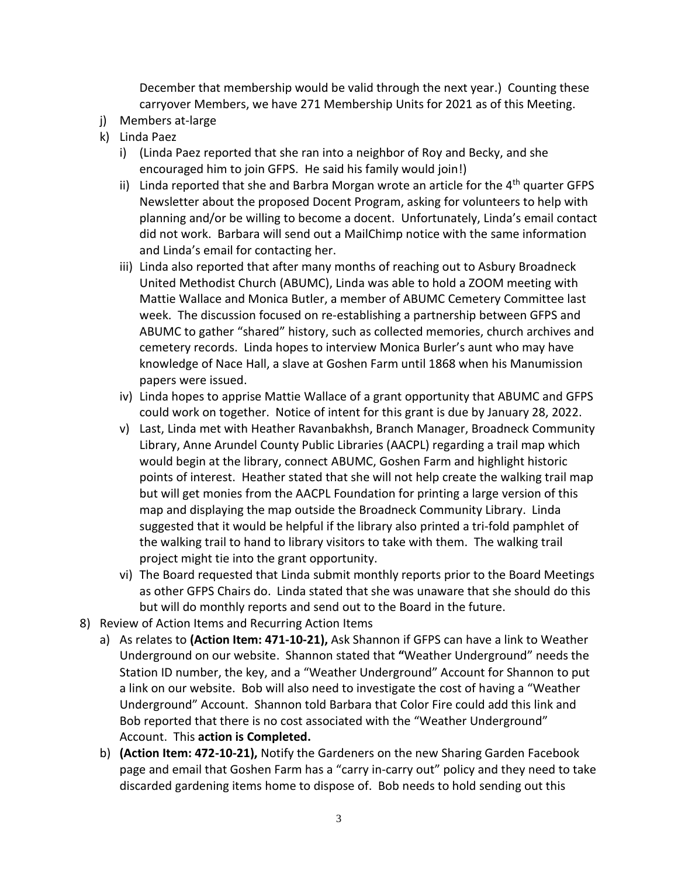December that membership would be valid through the next year.) Counting these carryover Members, we have 271 Membership Units for 2021 as of this Meeting.

j) Members at-large
k) Linda Paez
   i) (Linda Paez reported that she ran into a neighbor of Roy and Becky, and she encouraged him to join GFPS. He said his family would join!)
   ii) Linda reported that she and Barbra Morgan wrote an article for the 4th quarter GFPS Newsletter about the proposed Docent Program, asking for volunteers to help with planning and/or be willing to become a docent. Unfortunately, Linda's email contact did not work. Barbara will send out a MailChimp notice with the same information and Linda's email for contacting her.
   iii) Linda also reported that after many months of reaching out to Asbury Broadneck United Methodist Church (ABUMC), Linda was able to hold a ZOOM meeting with Mattie Wallace and Monica Butler, a member of ABUMC Cemetery Committee last week. The discussion focused on re-establishing a partnership between GFPS and ABUMC to gather "shared" history, such as collected memories, church archives and cemetery records. Linda hopes to interview Monica Burler's aunt who may have knowledge of Nace Hall, a slave at Goshen Farm until 1868 when his Manumission papers were issued.
   iv) Linda hopes to apprise Mattie Wallace of a grant opportunity that ABUMC and GFPS could work on together. Notice of intent for this grant is due by January 28, 2022.
   v) Last, Linda met with Heather Ravanbakhsh, Branch Manager, Broadneck Community Library, Anne Arundel County Public Libraries (AACPL) regarding a trail map which would begin at the library, connect ABUMC, Goshen Farm and highlight historic points of interest. Heather stated that she will not help create the walking trail map but will get monies from the AACPL Foundation for printing a large version of this map and displaying the map outside the Broadneck Community Library. Linda suggested that it would be helpful if the library also printed a tri-fold pamphlet of the walking trail to hand to library visitors to take with them. The walking trail project might tie into the grant opportunity.
   vi) The Board requested that Linda submit monthly reports prior to the Board Meetings as other GFPS Chairs do. Linda stated that she was unaware that she should do this but will do monthly reports and send out to the Board in the future.

8) Review of Action Items and Recurring Action Items
   a) As relates to **(Action Item: 471-10-21),** Ask Shannon if GFPS can have a link to Weather Underground on our website. Shannon stated that **"**Weather Underground" needs the Station ID number, the key, and a "Weather Underground" Account for Shannon to put a link on our website. Bob will also need to investigate the cost of having a "Weather Underground" Account. Shannon told Barbara that Color Fire could add this link and Bob reported that there is no cost associated with the "Weather Underground" Account. This **action is Completed.**
   b) **(Action Item: 472-10-21),** Notify the Gardeners on the new Sharing Garden Facebook page and email that Goshen Farm has a "carry in-carry out" policy and they need to take discarded gardening items home to dispose of. Bob needs to hold sending out this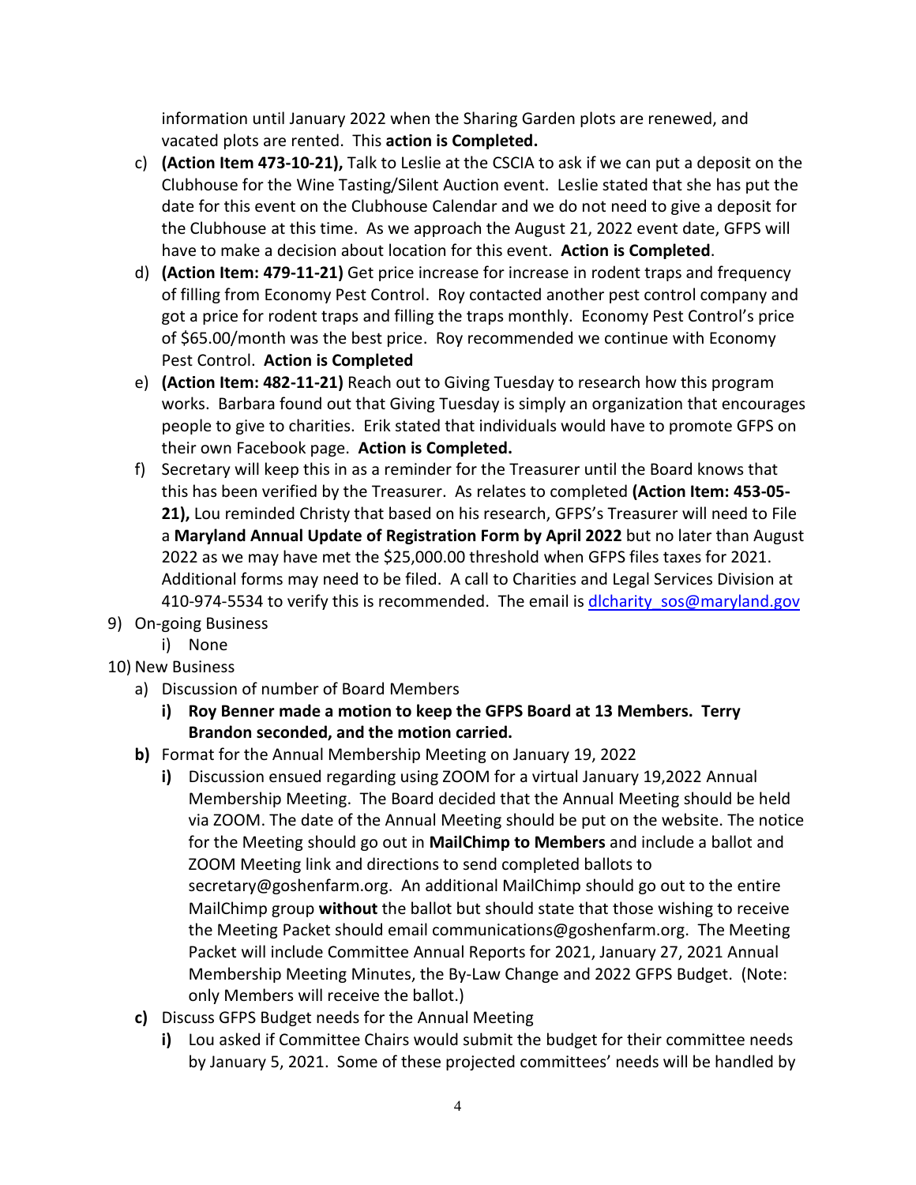information until January 2022 when the Sharing Garden plots are renewed, and vacated plots are rented. This **action is Completed.**

c) **(Action Item 473-10-21),** Talk to Leslie at the CSCIA to ask if we can put a deposit on the Clubhouse for the Wine Tasting/Silent Auction event. Leslie stated that she has put the date for this event on the Clubhouse Calendar and we do not need to give a deposit for the Clubhouse at this time. As we approach the August 21, 2022 event date, GFPS will have to make a decision about location for this event. **Action is Completed**.

d) **(Action Item: 479-11-21)** Get price increase for increase in rodent traps and frequency of filling from Economy Pest Control. Roy contacted another pest control company and got a price for rodent traps and filling the traps monthly. Economy Pest Control's price of $65.00/month was the best price. Roy recommended we continue with Economy Pest Control. **Action is Completed**

e) **(Action Item: 482-11-21)** Reach out to Giving Tuesday to research how this program works. Barbara found out that Giving Tuesday is simply an organization that encourages people to give to charities. Erik stated that individuals would have to promote GFPS on their own Facebook page. **Action is Completed.**

f) Secretary will keep this in as a reminder for the Treasurer until the Board knows that this has been verified by the Treasurer. As relates to completed **(Action Item: 453-05-21),** Lou reminded Christy that based on his research, GFPS's Treasurer will need to File a **Maryland Annual Update of Registration Form by April 2022** but no later than August 2022 as we may have met the $25,000.00 threshold when GFPS files taxes for 2021. Additional forms may need to be filed. A call to Charities and Legal Services Division at 410-974-5534 to verify this is recommended. The email is dlcharity_sos@maryland.gov

9) On-going Business
   i) None

10) New Business
   a) Discussion of number of Board Members
      i) **Roy Benner made a motion to keep the GFPS Board at 13 Members. Terry Brandon seconded, and the motion carried.**
   **b)** Format for the Annual Membership Meeting on January 19, 2022
      **i)** Discussion ensued regarding using ZOOM for a virtual January 19,2022 Annual Membership Meeting. The Board decided that the Annual Meeting should be held via ZOOM. The date of the Annual Meeting should be put on the website. The notice for the Meeting should go out in **MailChimp to Members** and include a ballot and ZOOM Meeting link and directions to send completed ballots to secretary@goshenfarm.org. An additional MailChimp should go out to the entire MailChimp group **without** the ballot but should state that those wishing to receive the Meeting Packet should email communications@goshenfarm.org. The Meeting Packet will include Committee Annual Reports for 2021, January 27, 2021 Annual Membership Meeting Minutes, the By-Law Change and 2022 GFPS Budget. (Note: only Members will receive the ballot.)
   **c)** Discuss GFPS Budget needs for the Annual Meeting
      **i)** Lou asked if Committee Chairs would submit the budget for their committee needs by January 5, 2021. Some of these projected committees' needs will be handled by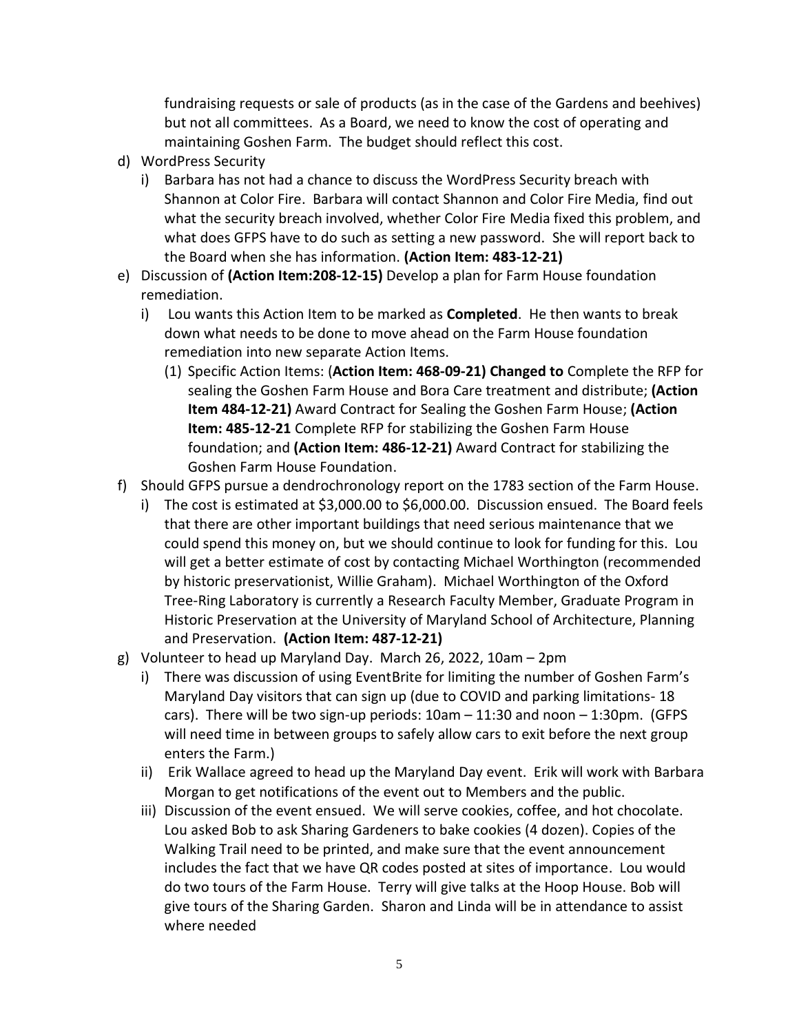fundraising requests or sale of products (as in the case of the Gardens and beehives) but not all committees. As a Board, we need to know the cost of operating and maintaining Goshen Farm. The budget should reflect this cost.

d) WordPress Security
   i) Barbara has not had a chance to discuss the WordPress Security breach with Shannon at Color Fire. Barbara will contact Shannon and Color Fire Media, find out what the security breach involved, whether Color Fire Media fixed this problem, and what does GFPS have to do such as setting a new password. She will report back to the Board when she has information. **(Action Item: 483-12-21)**

e) Discussion of **(Action Item:208-12-15)** Develop a plan for Farm House foundation remediation.
   i) Lou wants this Action Item to be marked as **Completed**. He then wants to break down what needs to be done to move ahead on the Farm House foundation remediation into new separate Action Items.
      (1) Specific Action Items: (**Action Item: 468-09-21) Changed to** Complete the RFP for sealing the Goshen Farm House and Bora Care treatment and distribute; **(Action Item 484-12-21)** Award Contract for Sealing the Goshen Farm House; **(Action Item: 485-12-21** Complete RFP for stabilizing the Goshen Farm House foundation; and **(Action Item: 486-12-21)** Award Contract for stabilizing the Goshen Farm House Foundation.

f) Should GFPS pursue a dendrochronology report on the 1783 section of the Farm House.
   i) The cost is estimated at $3,000.00 to $6,000.00. Discussion ensued. The Board feels that there are other important buildings that need serious maintenance that we could spend this money on, but we should continue to look for funding for this. Lou will get a better estimate of cost by contacting Michael Worthington (recommended by historic preservationist, Willie Graham). Michael Worthington of the Oxford Tree-Ring Laboratory is currently a Research Faculty Member, Graduate Program in Historic Preservation at the University of Maryland School of Architecture, Planning and Preservation. **(Action Item: 487-12-21)**

g) Volunteer to head up Maryland Day. March 26, 2022, 10am – 2pm
   i) There was discussion of using EventBrite for limiting the number of Goshen Farm's Maryland Day visitors that can sign up (due to COVID and parking limitations- 18 cars). There will be two sign-up periods: 10am – 11:30 and noon – 1:30pm. (GFPS will need time in between groups to safely allow cars to exit before the next group enters the Farm.)
   ii) Erik Wallace agreed to head up the Maryland Day event. Erik will work with Barbara Morgan to get notifications of the event out to Members and the public.
   iii) Discussion of the event ensued. We will serve cookies, coffee, and hot chocolate. Lou asked Bob to ask Sharing Gardeners to bake cookies (4 dozen). Copies of the Walking Trail need to be printed, and make sure that the event announcement includes the fact that we have QR codes posted at sites of importance. Lou would do two tours of the Farm House. Terry will give talks at the Hoop House. Bob will give tours of the Sharing Garden. Sharon and Linda will be in attendance to assist where needed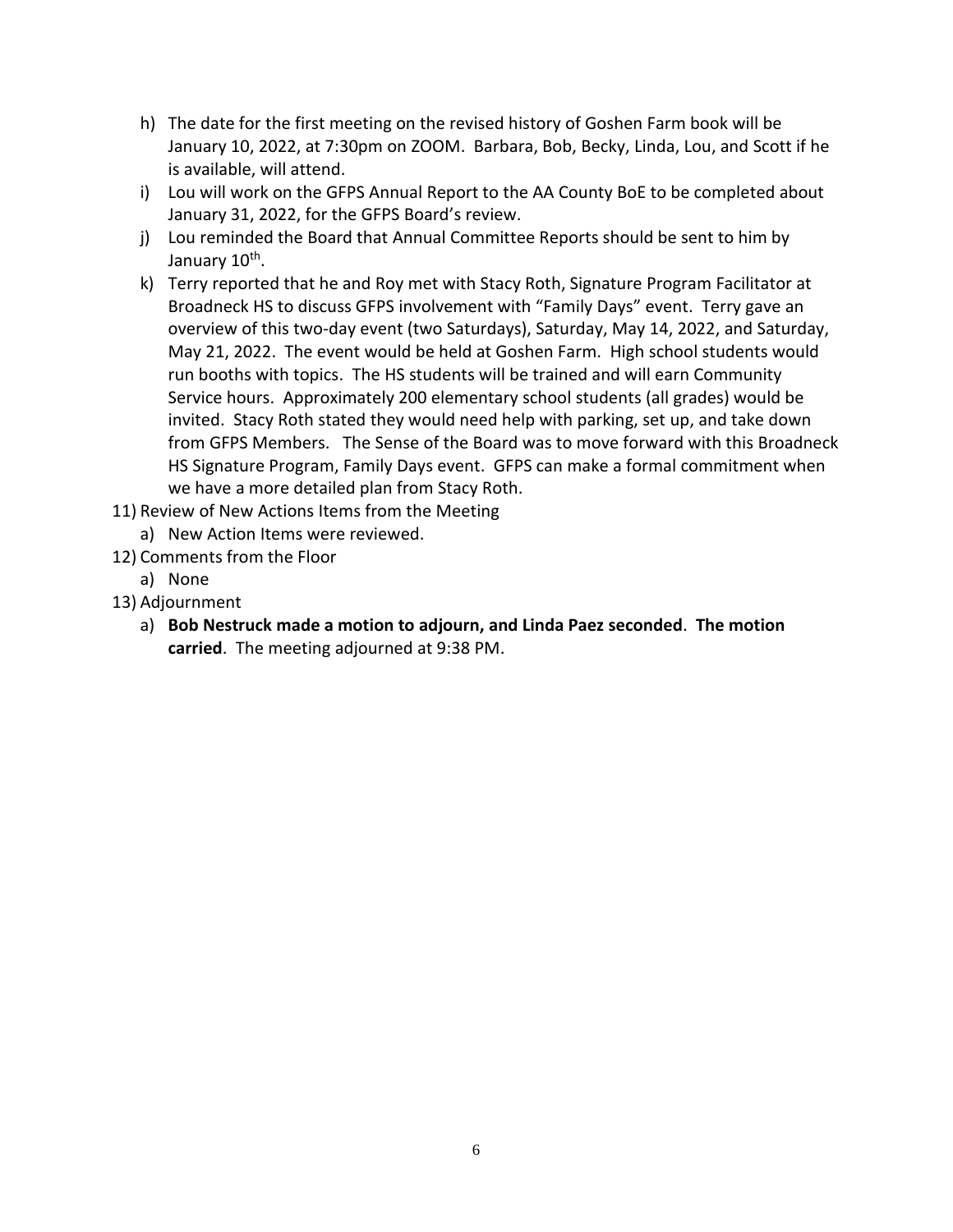h) The date for the first meeting on the revised history of Goshen Farm book will be January 10, 2022, at 7:30pm on ZOOM. Barbara, Bob, Becky, Linda, Lou, and Scott if he is available, will attend.

i) Lou will work on the GFPS Annual Report to the AA County BoE to be completed about January 31, 2022, for the GFPS Board's review.

j) Lou reminded the Board that Annual Committee Reports should be sent to him by January 10th.

k) Terry reported that he and Roy met with Stacy Roth, Signature Program Facilitator at Broadneck HS to discuss GFPS involvement with "Family Days" event. Terry gave an overview of this two-day event (two Saturdays), Saturday, May 14, 2022, and Saturday, May 21, 2022. The event would be held at Goshen Farm. High school students would run booths with topics. The HS students will be trained and will earn Community Service hours. Approximately 200 elementary school students (all grades) would be invited. Stacy Roth stated they would need help with parking, set up, and take down from GFPS Members. The Sense of the Board was to move forward with this Broadneck HS Signature Program, Family Days event. GFPS can make a formal commitment when we have a more detailed plan from Stacy Roth.

11) Review of New Actions Items from the Meeting
   a) New Action Items were reviewed.

12) Comments from the Floor
   a) None

13) Adjournment
   a) **Bob Nestruck made a motion to adjourn, and Linda Paez seconded**. **The motion carried**. The meeting adjourned at 9:38 PM.